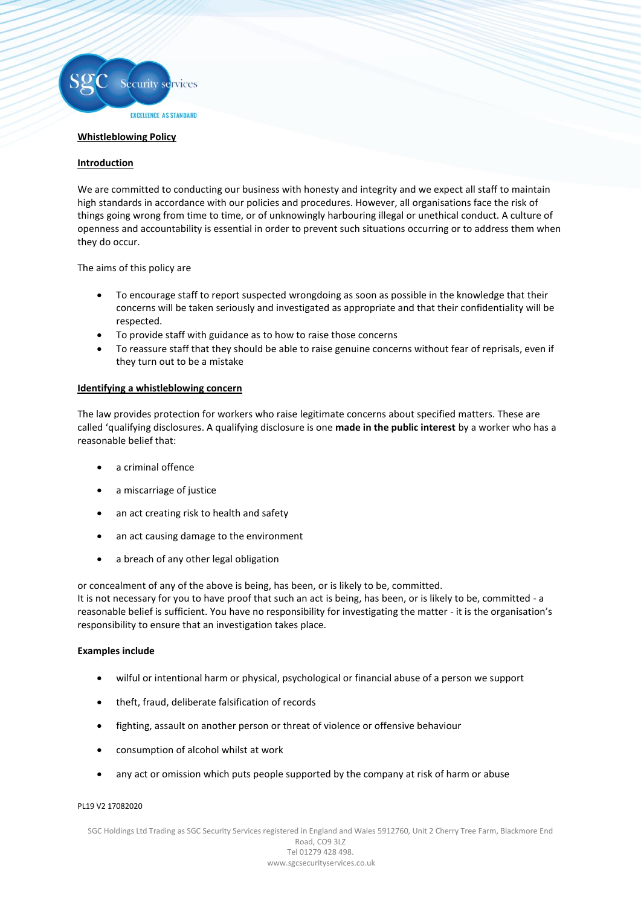# Whistleblowing Policy

## Introduction

We are committed to conducting our business with honesty and integrity and we expect all staff to maintain high standards in accordance with our policies and procedures. However, all organisations face the risk of things going wrong from time to time, or of unknowingly harbouring illegal or unethical conduct. A culture of openness and accountability is essential in order to prevent such situations occurring or to address them when they do occur.

The aims of this policy are

- To encourage staff to report suspected wrongdoing as soon as possible in the knowledge that their concerns will be taken seriously and investigated as appropriate and that their confidentiality will be respected.
- To provide staff with guidance as to how to raise those concerns
- To reassure staff that they should be able to raise genuine concerns without fear of reprisals, even if they turn out to be a mistake

## Identifying a whistleblowing concern

The law provides protection for workers who raise legitimate concerns about specified matters. These are called 'qualifying disclosures. A qualifying disclosure is one **made in the public interest** by a worker who has a reasonable belief that:

- a criminal offence
- a miscarriage of justice
- an act creating risk to health and safety
- an act causing damage to the environment
- a breach of any other legal obligation

or concealment of any of the above is being, has been, or is likely to be, committed.
It is not necessary for you to have proof that such an act is being, has been, or is likely to be, committed - a reasonable belief is sufficient. You have no responsibility for investigating the matter - it is the organisation's responsibility to ensure that an investigation takes place.

**Examples include**

- wilful or intentional harm or physical, psychological or financial abuse of a person we support
- theft, fraud, deliberate falsification of records
- fighting, assault on another person or threat of violence or offensive behaviour
- consumption of alcohol whilst at work
- any act or omission which puts people supported by the company at risk of harm or abuse

PL19 V2 17082020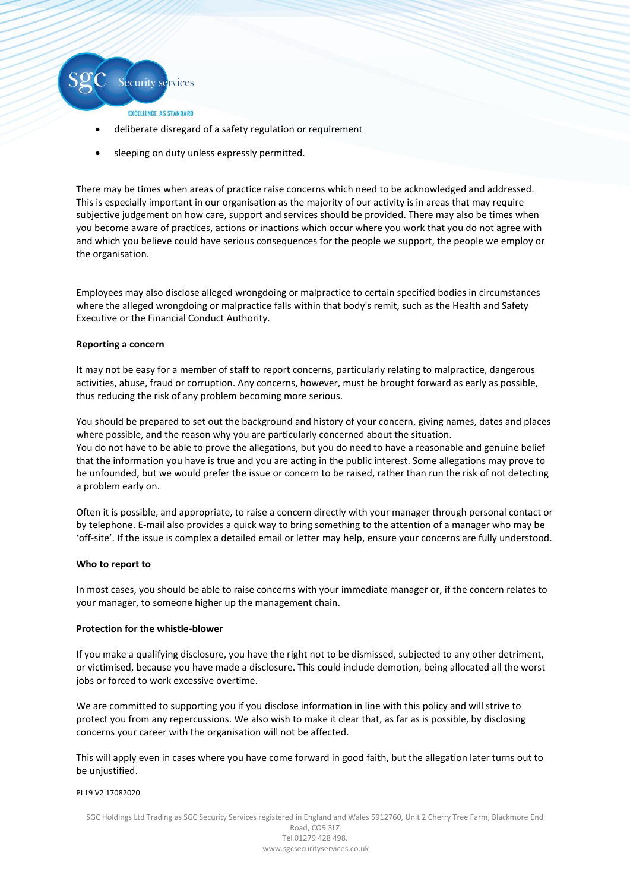- deliberate disregard of a safety regulation or requirement
- sleeping on duty unless expressly permitted.

There may be times when areas of practice raise concerns which need to be acknowledged and addressed. This is especially important in our organisation as the majority of our activity is in areas that may require subjective judgement on how care, support and services should be provided. There may also be times when you become aware of practices, actions or inactions which occur where you work that you do not agree with and which you believe could have serious consequences for the people we support, the people we employ or the organisation.

Employees may also disclose alleged wrongdoing or malpractice to certain specified bodies in circumstances where the alleged wrongdoing or malpractice falls within that body's remit, such as the Health and Safety Executive or the Financial Conduct Authority.

**Reporting a concern**

It may not be easy for a member of staff to report concerns, particularly relating to malpractice, dangerous activities, abuse, fraud or corruption. Any concerns, however, must be brought forward as early as possible, thus reducing the risk of any problem becoming more serious.

You should be prepared to set out the background and history of your concern, giving names, dates and places where possible, and the reason why you are particularly concerned about the situation.
You do not have to be able to prove the allegations, but you do need to have a reasonable and genuine belief that the information you have is true and you are acting in the public interest. Some allegations may prove to be unfounded, but we would prefer the issue or concern to be raised, rather than run the risk of not detecting a problem early on.

Often it is possible, and appropriate, to raise a concern directly with your manager through personal contact or by telephone. E-mail also provides a quick way to bring something to the attention of a manager who may be 'off-site'. If the issue is complex a detailed email or letter may help, ensure your concerns are fully understood.

**Who to report to**

In most cases, you should be able to raise concerns with your immediate manager or, if the concern relates to your manager, to someone higher up the management chain.

**Protection for the whistle-blower**

If you make a qualifying disclosure, you have the right not to be dismissed, subjected to any other detriment, or victimised, because you have made a disclosure. This could include demotion, being allocated all the worst jobs or forced to work excessive overtime.

We are committed to supporting you if you disclose information in line with this policy and will strive to protect you from any repercussions. We also wish to make it clear that, as far as is possible, by disclosing concerns your career with the organisation will not be affected.

This will apply even in cases where you have come forward in good faith, but the allegation later turns out to be unjustified.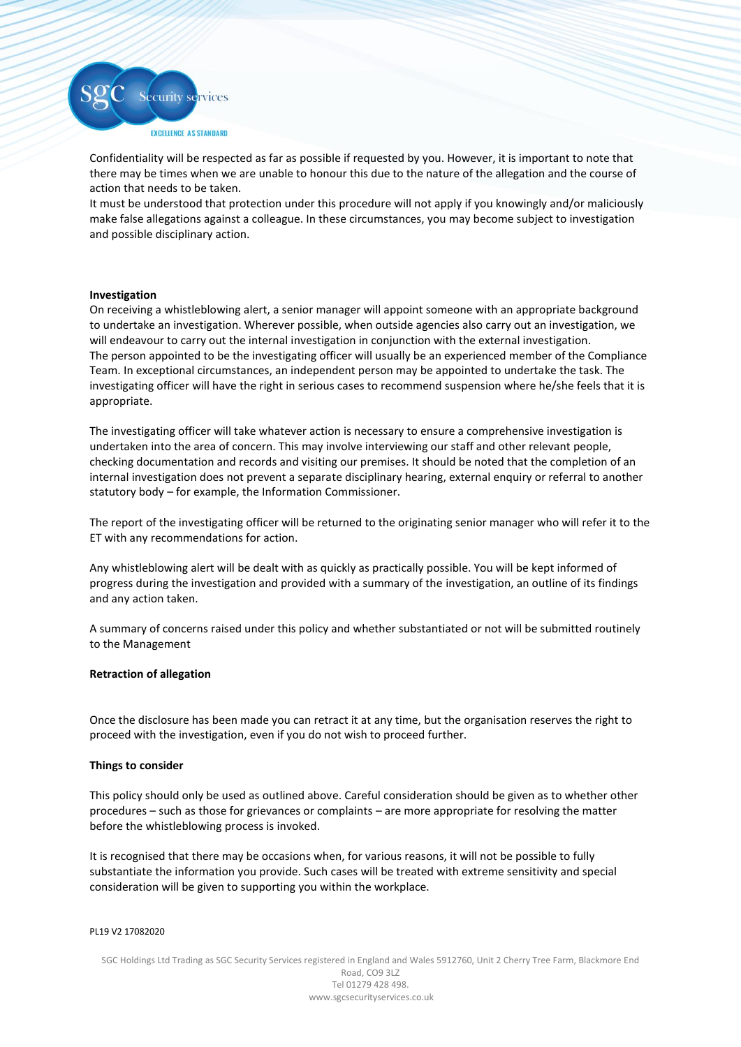Confidentiality will be respected as far as possible if requested by you. However, it is important to note that there may be times when we are unable to honour this due to the nature of the allegation and the course of action that needs to be taken.

It must be understood that protection under this procedure will not apply if you knowingly and/or maliciously make false allegations against a colleague. In these circumstances, you may become subject to investigation and possible disciplinary action.

**Investigation**

On receiving a whistleblowing alert, a senior manager will appoint someone with an appropriate background to undertake an investigation. Wherever possible, when outside agencies also carry out an investigation, we will endeavour to carry out the internal investigation in conjunction with the external investigation.

The person appointed to be the investigating officer will usually be an experienced member of the Compliance Team. In exceptional circumstances, an independent person may be appointed to undertake the task. The investigating officer will have the right in serious cases to recommend suspension where he/she feels that it is appropriate.

The investigating officer will take whatever action is necessary to ensure a comprehensive investigation is undertaken into the area of concern. This may involve interviewing our staff and other relevant people, checking documentation and records and visiting our premises. It should be noted that the completion of an internal investigation does not prevent a separate disciplinary hearing, external enquiry or referral to another statutory body – for example, the Information Commissioner.

The report of the investigating officer will be returned to the originating senior manager who will refer it to the ET with any recommendations for action.

Any whistleblowing alert will be dealt with as quickly as practically possible. You will be kept informed of progress during the investigation and provided with a summary of the investigation, an outline of its findings and any action taken.

A summary of concerns raised under this policy and whether substantiated or not will be submitted routinely to the Management

**Retraction of allegation**

Once the disclosure has been made you can retract it at any time, but the organisation reserves the right to proceed with the investigation, even if you do not wish to proceed further.

**Things to consider**

This policy should only be used as outlined above. Careful consideration should be given as to whether other procedures – such as those for grievances or complaints – are more appropriate for resolving the matter before the whistleblowing process is invoked.

It is recognised that there may be occasions when, for various reasons, it will not be possible to fully substantiate the information you provide. Such cases will be treated with extreme sensitivity and special consideration will be given to supporting you within the workplace.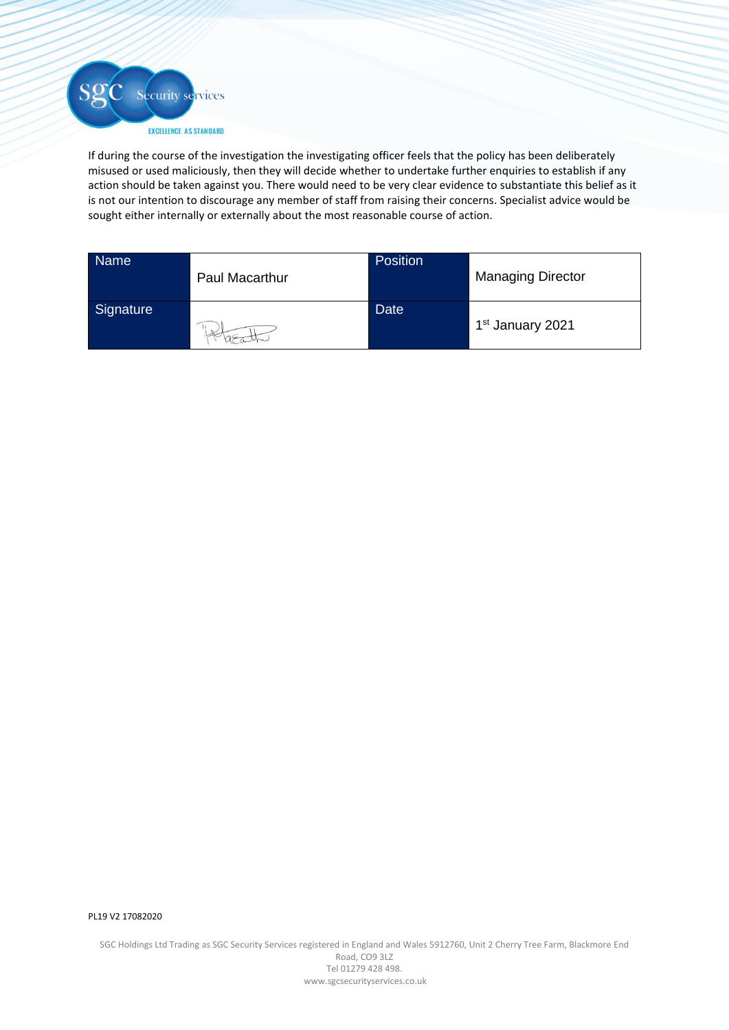If during the course of the investigation the investigating officer feels that the policy has been deliberately misused or used maliciously, then they will decide whether to undertake further enquiries to establish if any action should be taken against you. There would need to be very clear evidence to substantiate this belief as it is not our intention to discourage any member of staff from raising their concerns. Specialist advice would be sought either internally or externally about the most reasonable course of action.

| | | | |
|---|---|---|---|
| Name | Paul Macarthur | Position | Managing Director |
| Signature | | Date | 1st January 2021 |

PL19 V2 17082020

SGC Holdings Ltd Trading as SGC Security Services registered in England and Wales 5912760, Unit 2 Cherry Tree Farm, Blackmore End Road, CO9 3LZ
Tel 01279 428 498.
www.sgcsecurityservices.co.uk